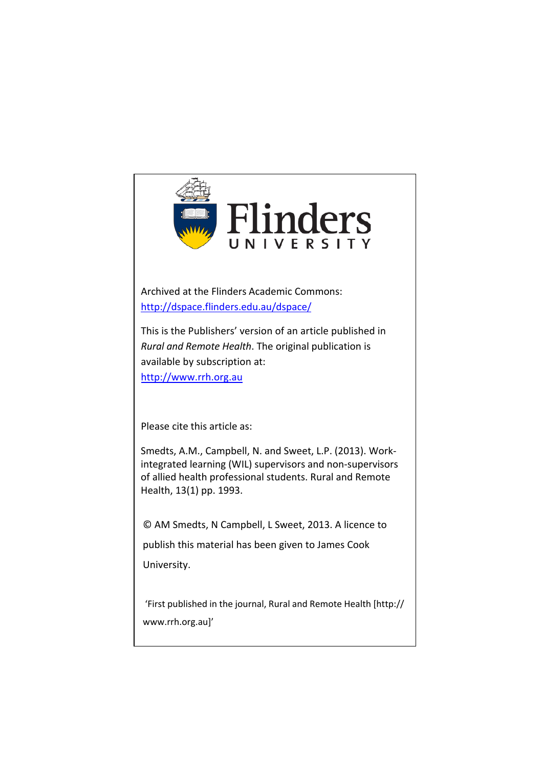Flinders UNIVERSITY

Archived at the Flinders Academic Commons:
http://dspace.flinders.edu.au/dspace/

This is the Publishers' version of an article published in *Rural and Remote Health*. The original publication is available by subscription at:
http://www.rrh.org.au

Please cite this article as:

Smedts, A.M., Campbell, N. and Sweet, L.P. (2013). Work-integrated learning (WIL) supervisors and non-supervisors of allied health professional students. Rural and Remote Health, 13(1) pp. 1993.

© AM Smedts, N Campbell, L Sweet, 2013. A licence to publish this material has been given to James Cook University.

'First published in the journal, Rural and Remote Health [http://www.rrh.org.au]'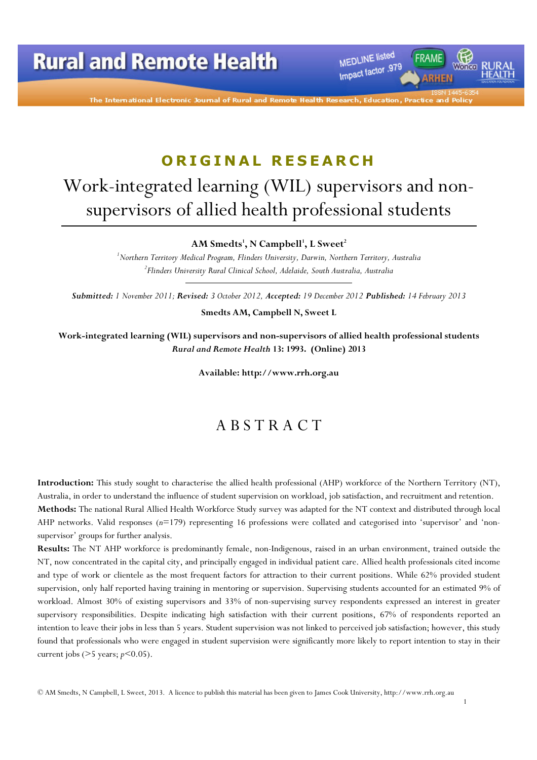## ORIGINAL RESEARCH

# Work-integrated learning (WIL) supervisors and non-supervisors of allied health professional students

**AM Smedts[1], N Campbell[1], L Sweet[2]**

*[1]Northern Territory Medical Program, Flinders University, Darwin, Northern Territory, Australia*
*[2]Flinders University Rural Clinical School, Adelaide, South Australia, Australia*

***Submitted:*** *1 November 2011;* ***Revised:*** *3 October 2012,* ***Accepted:*** *19 December 2012* ***Published:*** *14 February 2013*

**Smedts AM, Campbell N, Sweet L**

**Work-integrated learning (WIL) supervisors and non-supervisors of allied health professional students**
***Rural and Remote Health*** **13: 1993. (Online) 2013**

**Available: http://www.rrh.org.au**

## ABSTRACT

**Introduction:** This study sought to characterise the allied health professional (AHP) workforce of the Northern Territory (NT), Australia, in order to understand the influence of student supervision on workload, job satisfaction, and recruitment and retention.

**Methods:** The national Rural Allied Health Workforce Study survey was adapted for the NT context and distributed through local AHP networks. Valid responses ($n$=179) representing 16 professions were collated and categorised into 'supervisor' and 'non-supervisor' groups for further analysis.

**Results:** The NT AHP workforce is predominantly female, non-Indigenous, raised in an urban environment, trained outside the NT, now concentrated in the capital city, and principally engaged in individual patient care. Allied health professionals cited income and type of work or clientele as the most frequent factors for attraction to their current positions. While 62% provided student supervision, only half reported having training in mentoring or supervision. Supervising students accounted for an estimated 9% of workload. Almost 30% of existing supervisors and 33% of non-supervising survey respondents expressed an interest in greater supervisory responsibilities. Despite indicating high satisfaction with their current positions, 67% of respondents reported an intention to leave their jobs in less than 5 years. Student supervision was not linked to perceived job satisfaction; however, this study found that professionals who were engaged in student supervision were significantly more likely to report intention to stay in their current jobs (>5 years; $p$<0.05).

© AM Smedts, N Campbell, L Sweet, 2013. A licence to publish this material has been given to James Cook University, http://www.rrh.org.au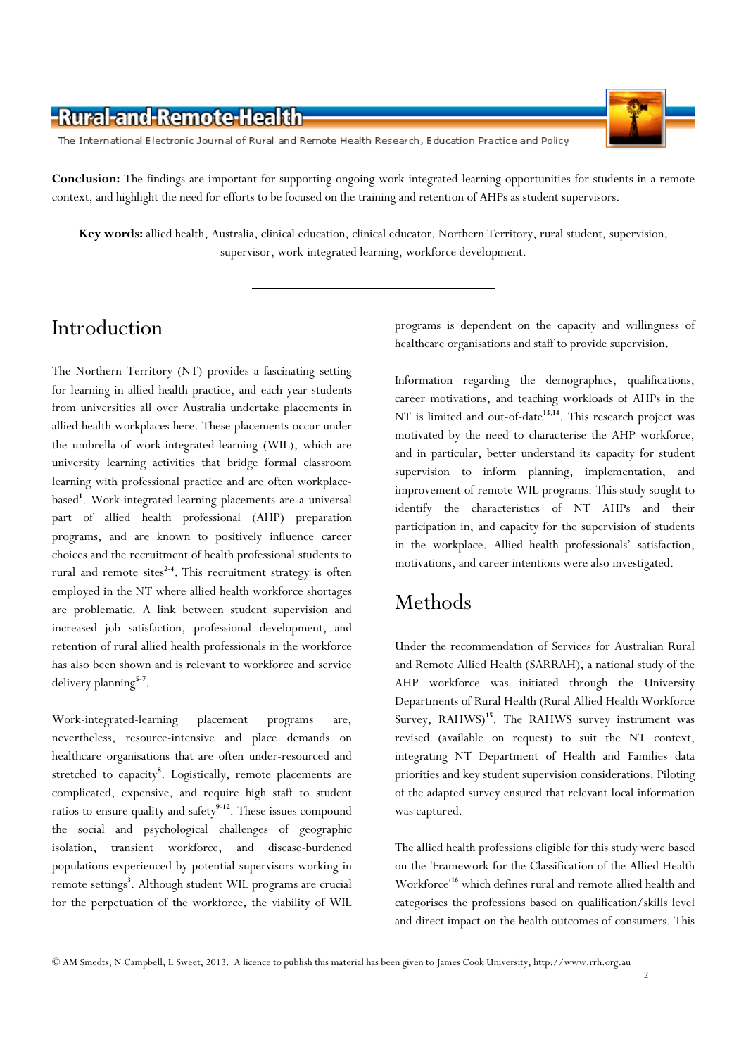**Conclusion:** The findings are important for supporting ongoing work-integrated learning opportunities for students in a remote context, and highlight the need for efforts to be focused on the training and retention of AHPs as student supervisors.

**Key words:** allied health, Australia, clinical education, clinical educator, Northern Territory, rural student, supervision, supervisor, work-integrated learning, workforce development.

---

# Introduction

The Northern Territory (NT) provides a fascinating setting for learning in allied health practice, and each year students from universities all over Australia undertake placements in allied health workplaces here. These placements occur under the umbrella of work-integrated-learning (WIL), which are university learning activities that bridge formal classroom learning with professional practice and are often workplace-based[1]. Work-integrated-learning placements are a universal part of allied health professional (AHP) preparation programs, and are known to positively influence career choices and the recruitment of health professional students to rural and remote sites[2-4]. This recruitment strategy is often employed in the NT where allied health workforce shortages are problematic. A link between student supervision and increased job satisfaction, professional development, and retention of rural allied health professionals in the workforce has also been shown and is relevant to workforce and service delivery planning[5-7].

Work-integrated-learning placement programs are, nevertheless, resource-intensive and place demands on healthcare organisations that are often under-resourced and stretched to capacity[8]. Logistically, remote placements are complicated, expensive, and require high staff to student ratios to ensure quality and safety[9-12]. These issues compound the social and psychological challenges of geographic isolation, transient workforce, and disease-burdened populations experienced by potential supervisors working in remote settings[3]. Although student WIL programs are crucial for the perpetuation of the workforce, the viability of WIL programs is dependent on the capacity and willingness of healthcare organisations and staff to provide supervision.

Information regarding the demographics, qualifications, career motivations, and teaching workloads of AHPs in the NT is limited and out-of-date[13,14]. This research project was motivated by the need to characterise the AHP workforce, and in particular, better understand its capacity for student supervision to inform planning, implementation, and improvement of remote WIL programs. This study sought to identify the characteristics of NT AHPs and their participation in, and capacity for the supervision of students in the workplace. Allied health professionals' satisfaction, motivations, and career intentions were also investigated.

# Methods

Under the recommendation of Services for Australian Rural and Remote Allied Health (SARRAH), a national study of the AHP workforce was initiated through the University Departments of Rural Health (Rural Allied Health Workforce Survey, RAHWS)[15]. The RAHWS survey instrument was revised (available on request) to suit the NT context, integrating NT Department of Health and Families data priorities and key student supervision considerations. Piloting of the adapted survey ensured that relevant local information was captured.

The allied health professions eligible for this study were based on the 'Framework for the Classification of the Allied Health Workforce'[16] which defines rural and remote allied health and categorises the professions based on qualification/skills level and direct impact on the health outcomes of consumers. This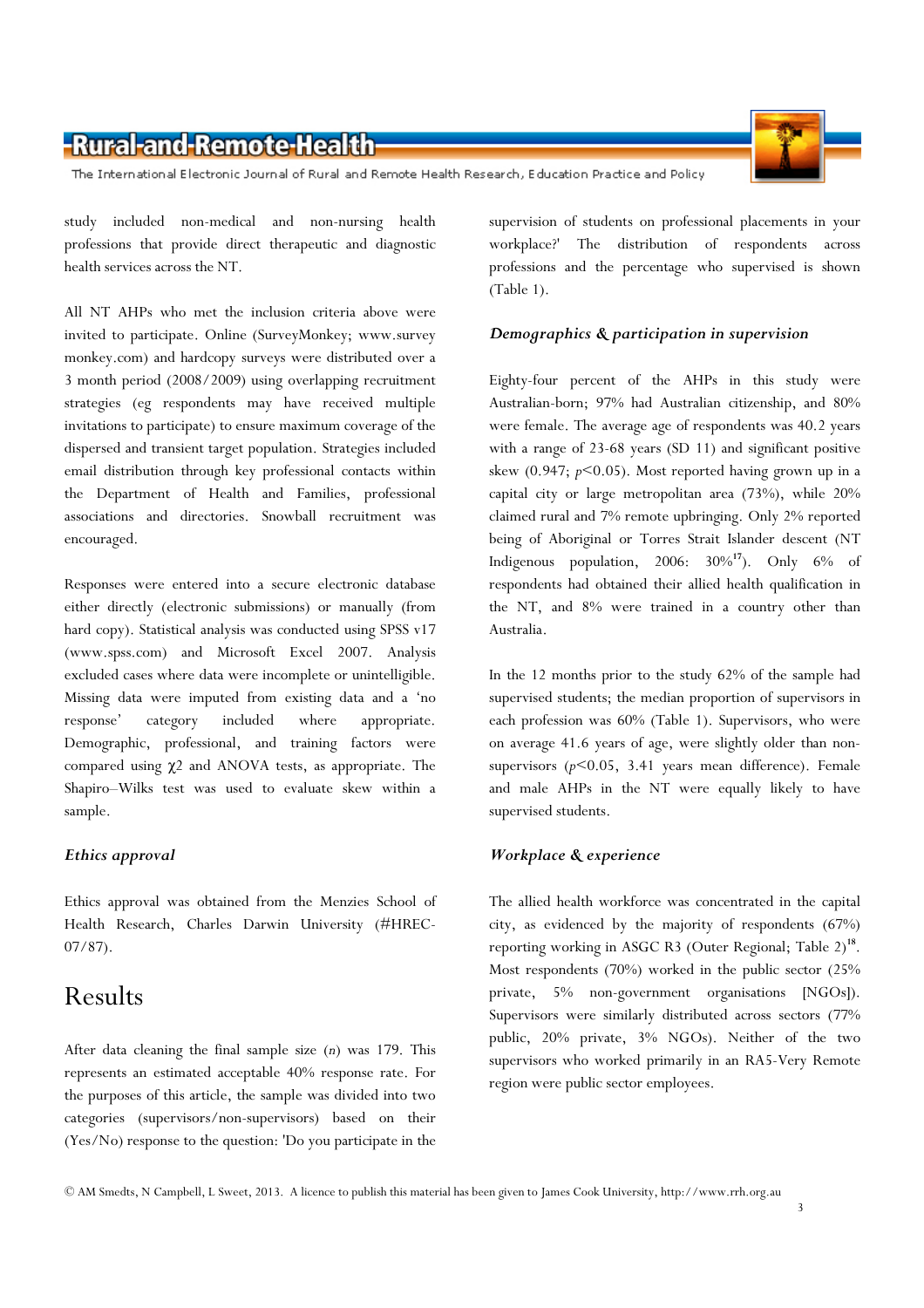study included non-medical and non-nursing health professions that provide direct therapeutic and diagnostic health services across the NT.

All NT AHPs who met the inclusion criteria above were invited to participate. Online (SurveyMonkey; www.surveymonkey.com) and hardcopy surveys were distributed over a 3 month period (2008/2009) using overlapping recruitment strategies (eg respondents may have received multiple invitations to participate) to ensure maximum coverage of the dispersed and transient target population. Strategies included email distribution through key professional contacts within the Department of Health and Families, professional associations and directories. Snowball recruitment was encouraged.

Responses were entered into a secure electronic database either directly (electronic submissions) or manually (from hard copy). Statistical analysis was conducted using SPSS v17 (www.spss.com) and Microsoft Excel 2007. Analysis excluded cases where data were incomplete or unintelligible. Missing data were imputed from existing data and a 'no response' category included where appropriate. Demographic, professional, and training factors were compared using $\chi 2$ and ANOVA tests, as appropriate. The Shapiro–Wilks test was used to evaluate skew within a sample.

### *Ethics approval*

Ethics approval was obtained from the Menzies School of Health Research, Charles Darwin University (#HREC-07/87).

## Results

After data cleaning the final sample size (*n*) was 179. This represents an estimated acceptable 40% response rate. For the purposes of this article, the sample was divided into two categories (supervisors/non-supervisors) based on their (Yes/No) response to the question: 'Do you participate in the supervision of students on professional placements in your workplace?' The distribution of respondents across professions and the percentage who supervised is shown (Table 1).

### *Demographics & participation in supervision*

Eighty-four percent of the AHPs in this study were Australian-born; 97% had Australian citizenship, and 80% were female. The average age of respondents was 40.2 years with a range of 23-68 years (SD 11) and significant positive skew (0.947; $p<0.05$). Most reported having grown up in a capital city or large metropolitan area (73%), while 20% claimed rural and 7% remote upbringing. Only 2% reported being of Aboriginal or Torres Strait Islander descent (NT Indigenous population, 2006: 30%[17]). Only 6% of respondents had obtained their allied health qualification in the NT, and 8% were trained in a country other than Australia.

In the 12 months prior to the study 62% of the sample had supervised students; the median proportion of supervisors in each profession was 60% (Table 1). Supervisors, who were on average 41.6 years of age, were slightly older than non-supervisors ($p<0.05$, 3.41 years mean difference). Female and male AHPs in the NT were equally likely to have supervised students.

### *Workplace & experience*

The allied health workforce was concentrated in the capital city, as evidenced by the majority of respondents (67%) reporting working in ASGC R3 (Outer Regional; Table 2)[18]. Most respondents (70%) worked in the public sector (25% private, 5% non-government organisations [NGOs]). Supervisors were similarly distributed across sectors (77% public, 20% private, 3% NGOs). Neither of the two supervisors who worked primarily in an RA5-Very Remote region were public sector employees.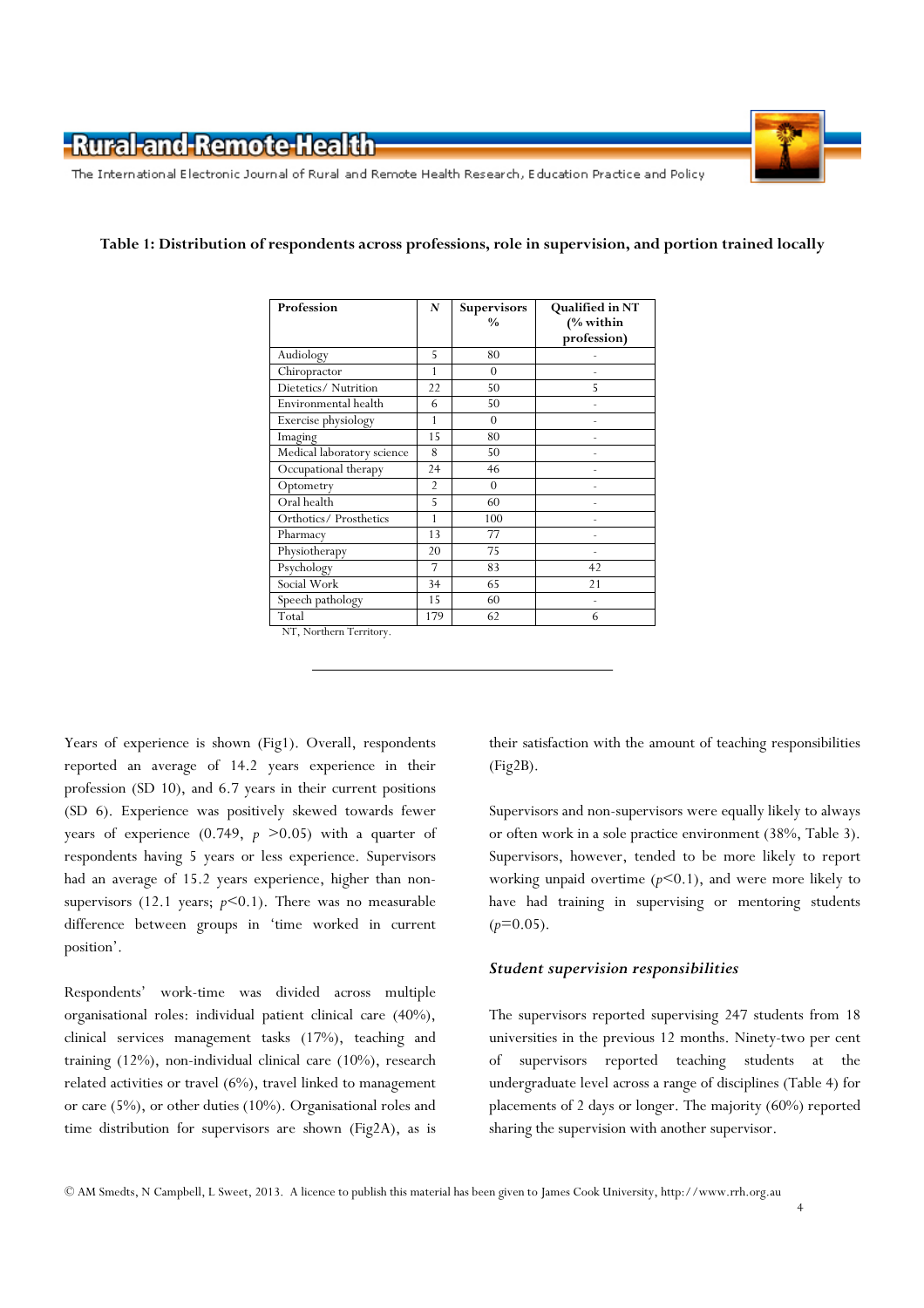**Table 1: Distribution of respondents across professions, role in supervision, and portion trained locally**

| Profession | *N* | Supervisors % | Qualified in NT (% within profession) |
|---|---|---|---|
| Audiology | 5 | 80 | - |
| Chiropractor | 1 | 0 | - |
| Dietetics/ Nutrition | 22 | 50 | 5 |
| Environmental health | 6 | 50 | - |
| Exercise physiology | 1 | 0 | - |
| Imaging | 15 | 80 | - |
| Medical laboratory science | 8 | 50 | - |
| Occupational therapy | 24 | 46 | - |
| Optometry | 2 | 0 | - |
| Oral health | 5 | 60 | - |
| Orthotics/ Prosthetics | 1 | 100 | - |
| Pharmacy | 13 | 77 | - |
| Physiotherapy | 20 | 75 | - |
| Psychology | 7 | 83 | 42 |
| Social Work | 34 | 65 | 21 |
| Speech pathology | 15 | 60 | - |
| Total | 179 | 62 | 6 |

NT, Northern Territory.

Years of experience is shown (Fig1). Overall, respondents reported an average of 14.2 years experience in their profession (SD 10), and 6.7 years in their current positions (SD 6). Experience was positively skewed towards fewer years of experience (0.749, $p > 0.05$) with a quarter of respondents having 5 years or less experience. Supervisors had an average of 15.2 years experience, higher than non-supervisors (12.1 years; $p < 0.1$). There was no measurable difference between groups in 'time worked in current position'.

Respondents' work-time was divided across multiple organisational roles: individual patient clinical care (40%), clinical services management tasks (17%), teaching and training (12%), non-individual clinical care (10%), research related activities or travel (6%), travel linked to management or care (5%), or other duties (10%). Organisational roles and time distribution for supervisors are shown (Fig2A), as is their satisfaction with the amount of teaching responsibilities (Fig2B).

Supervisors and non-supervisors were equally likely to always or often work in a sole practice environment (38%, Table 3). Supervisors, however, tended to be more likely to report working unpaid overtime ($p < 0.1$), and were more likely to have had training in supervising or mentoring students ($p = 0.05$).

### *Student supervision responsibilities*

The supervisors reported supervising 247 students from 18 universities in the previous 12 months. Ninety-two per cent of supervisors reported teaching students at the undergraduate level across a range of disciplines (Table 4) for placements of 2 days or longer. The majority (60%) reported sharing the supervision with another supervisor.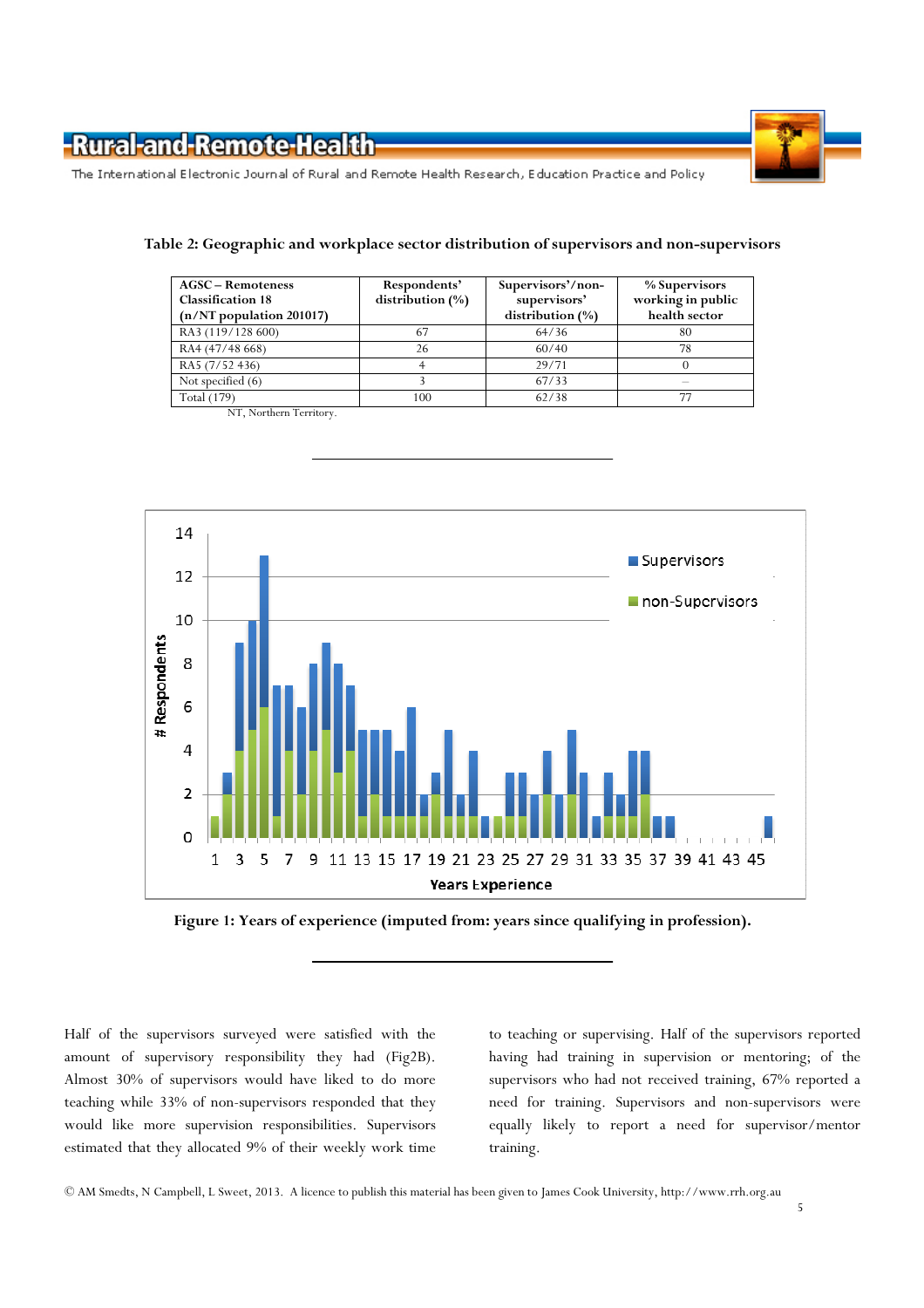**Table 2: Geographic and workplace sector distribution of supervisors and non-supervisors**

| AGSC – Remoteness Classification 18 (n/NT population 201017) | Respondents' distribution (%) | Supervisors'/non-supervisors' distribution (%) | % Supervisors working in public health sector |
|---|---|---|---|
| RA3 (119/128 600) | 67 | 64/36 | 80 |
| RA4 (47/48 668) | 26 | 60/40 | 78 |
| RA5 (7/52 436) | 4 | 29/71 | 0 |
| Not specified (6) | 3 | 67/33 | – |
| Total (179) | 100 | 62/38 | 77 |

NT, Northern Territory.

**Figure 1: Years of experience (imputed from: years since qualifying in profession).**

Half of the supervisors surveyed were satisfied with the amount of supervisory responsibility they had (Fig2B). Almost 30% of supervisors would have liked to do more teaching while 33% of non-supervisors responded that they would like more supervision responsibilities. Supervisors estimated that they allocated 9% of their weekly work time to teaching or supervising. Half of the supervisors reported having had training in supervision or mentoring; of the supervisors who had not received training, 67% reported a need for training. Supervisors and non-supervisors were equally likely to report a need for supervisor/mentor training.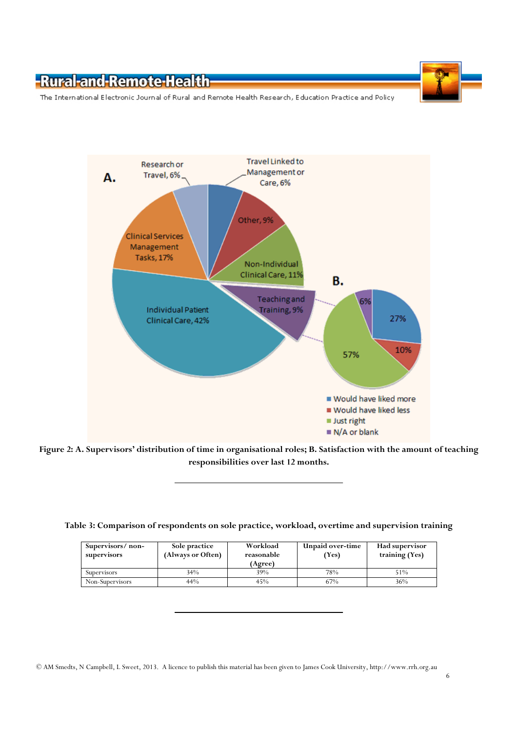**Figure 2: A. Supervisors' distribution of time in organisational roles; B. Satisfaction with the amount of teaching responsibilities over last 12 months.**

**Table 3: Comparison of respondents on sole practice, workload, overtime and supervision training**

| Supervisors/ non-supervisors | Sole practice (Always or Often) | Workload reasonable (Agree) | Unpaid over-time (Yes) | Had supervisor training (Yes) |
|---|---|---|---|---|
| Supervisors | 34% | 39% | 78% | 51% |
| Non-Supervisors | 44% | 45% | 67% | 36% |

© AM Smedts, N Campbell, L Sweet, 2013. A licence to publish this material has been given to James Cook University, http://www.rrh.org.au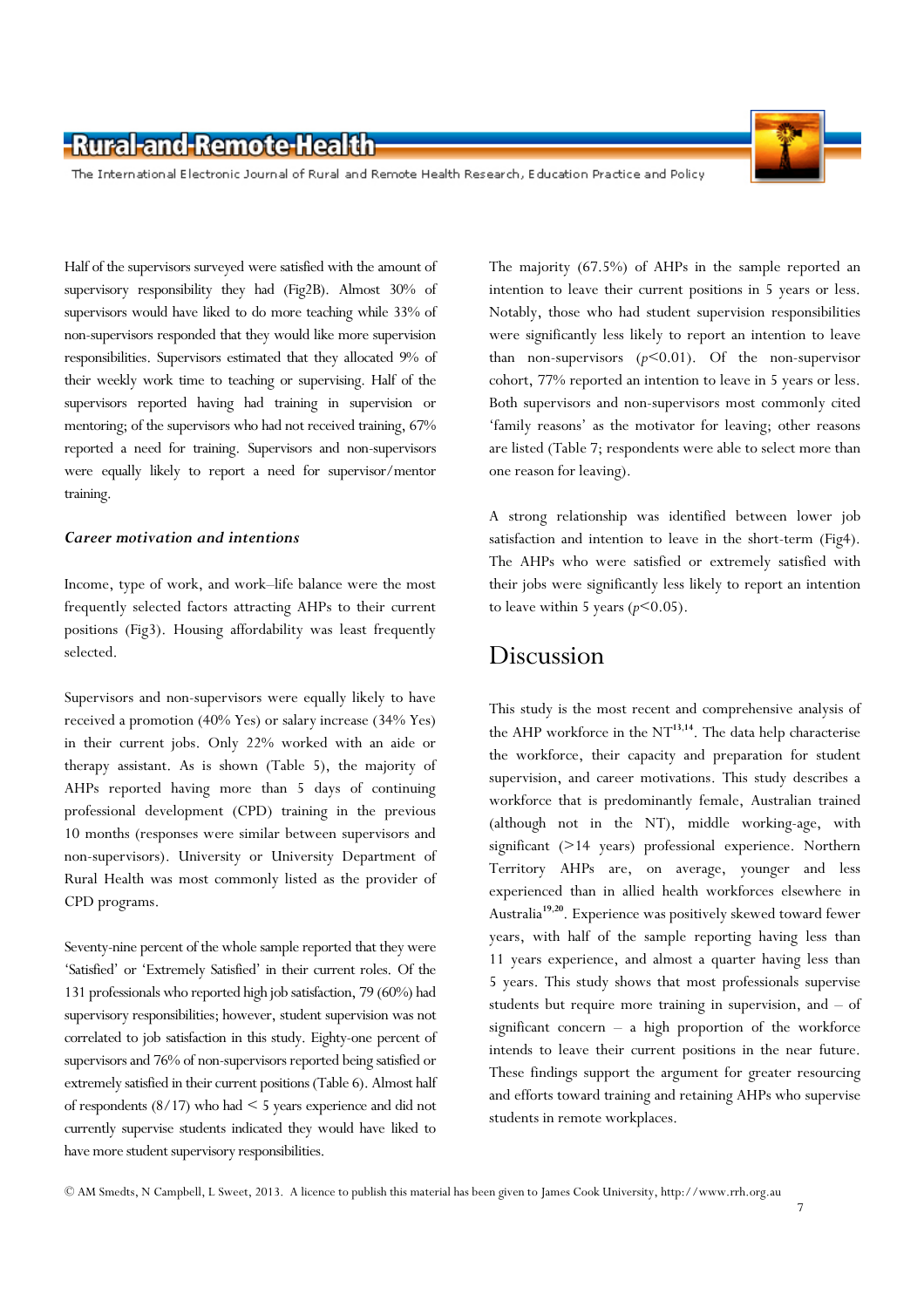Half of the supervisors surveyed were satisfied with the amount of supervisory responsibility they had (Fig2B). Almost 30% of supervisors would have liked to do more teaching while 33% of non-supervisors responded that they would like more supervision responsibilities. Supervisors estimated that they allocated 9% of their weekly work time to teaching or supervising. Half of the supervisors reported having had training in supervision or mentoring; of the supervisors who had not received training, 67% reported a need for training. Supervisors and non-supervisors were equally likely to report a need for supervisor/mentor training.

### *Career motivation and intentions*

Income, type of work, and work–life balance were the most frequently selected factors attracting AHPs to their current positions (Fig3). Housing affordability was least frequently selected.

Supervisors and non-supervisors were equally likely to have received a promotion (40% Yes) or salary increase (34% Yes) in their current jobs. Only 22% worked with an aide or therapy assistant. As is shown (Table 5), the majority of AHPs reported having more than 5 days of continuing professional development (CPD) training in the previous 10 months (responses were similar between supervisors and non-supervisors). University or University Department of Rural Health was most commonly listed as the provider of CPD programs.

Seventy-nine percent of the whole sample reported that they were 'Satisfied' or 'Extremely Satisfied' in their current roles. Of the 131 professionals who reported high job satisfaction, 79 (60%) had supervisory responsibilities; however, student supervision was not correlated to job satisfaction in this study. Eighty-one percent of supervisors and 76% of non-supervisors reported being satisfied or extremely satisfied in their current positions (Table 6). Almost half of respondents (8/17) who had < 5 years experience and did not currently supervise students indicated they would have liked to have more student supervisory responsibilities.

The majority (67.5%) of AHPs in the sample reported an intention to leave their current positions in 5 years or less. Notably, those who had student supervision responsibilities were significantly less likely to report an intention to leave than non-supervisors ($p<0.01$). Of the non-supervisor cohort, 77% reported an intention to leave in 5 years or less. Both supervisors and non-supervisors most commonly cited 'family reasons' as the motivator for leaving; other reasons are listed (Table 7; respondents were able to select more than one reason for leaving).

A strong relationship was identified between lower job satisfaction and intention to leave in the short-term (Fig4). The AHPs who were satisfied or extremely satisfied with their jobs were significantly less likely to report an intention to leave within 5 years ($p<0.05$).

## Discussion

This study is the most recent and comprehensive analysis of the AHP workforce in the NT[13,14]. The data help characterise the workforce, their capacity and preparation for student supervision, and career motivations. This study describes a workforce that is predominantly female, Australian trained (although not in the NT), middle working-age, with significant (>14 years) professional experience. Northern Territory AHPs are, on average, younger and less experienced than in allied health workforces elsewhere in Australia[19,20]. Experience was positively skewed toward fewer years, with half of the sample reporting having less than 11 years experience, and almost a quarter having less than 5 years. This study shows that most professionals supervise students but require more training in supervision, and – of significant concern – a high proportion of the workforce intends to leave their current positions in the near future. These findings support the argument for greater resourcing and efforts toward training and retaining AHPs who supervise students in remote workplaces.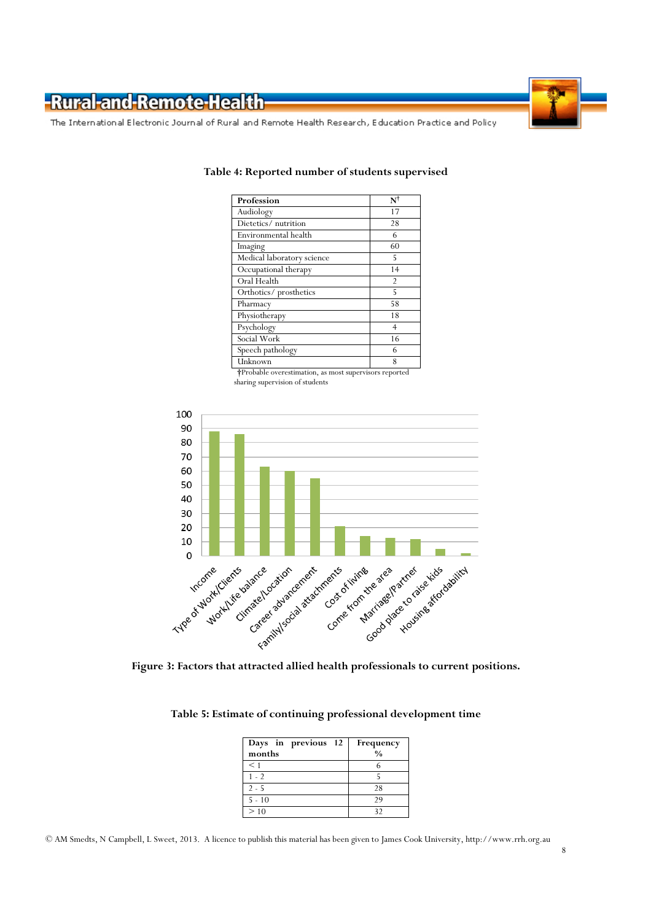**Table 4: Reported number of students supervised**

| Profession | N† |
|---|---|
| Audiology | 17 |
| Dietetics/ nutrition | 28 |
| Environmental health | 6 |
| Imaging | 60 |
| Medical laboratory science | 5 |
| Occupational therapy | 14 |
| Oral Health | 2 |
| Orthotics/ prosthetics | 5 |
| Pharmacy | 58 |
| Physiotherapy | 18 |
| Psychology | 4 |
| Social Work | 16 |
| Speech pathology | 6 |
| Unknown | 8 |

†Probable overestimation, as most supervisors reported sharing supervision of students

**Figure 3: Factors that attracted allied health professionals to current positions.**

**Table 5: Estimate of continuing professional development time**

| Days in previous 12 months | Frequency % |
|---|---|
| < 1 | 6 |
| 1 - 2 | 5 |
| 2 - 5 | 28 |
| 5 - 10 | 29 |
| > 10 | 32 |

© AM Smedts, N Campbell, L Sweet, 2013. A licence to publish this material has been given to James Cook University, http://www.rrh.org.au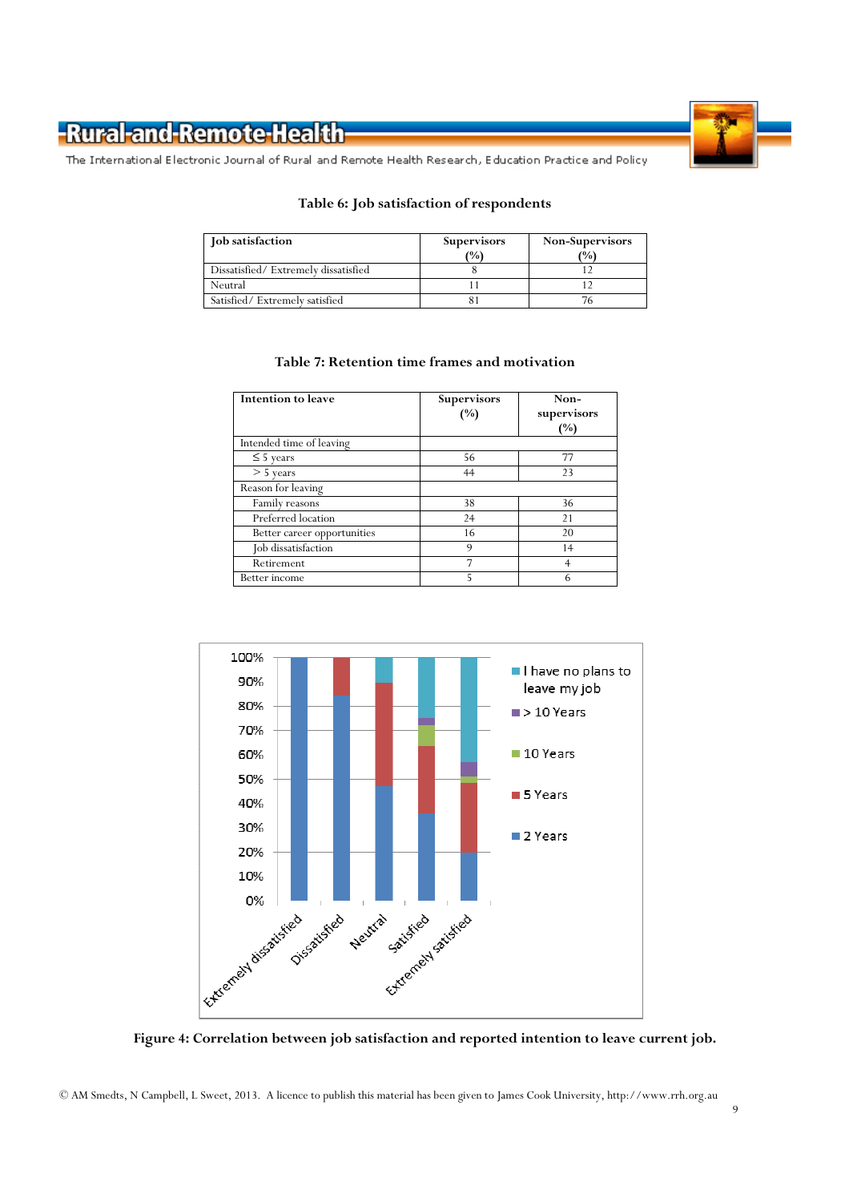**Table 6: Job satisfaction of respondents**

| Job satisfaction | Supervisors (%) | Non-Supervisors (%) |
|---|---|---|
| Dissatisfied/ Extremely dissatisfied | 8 | 12 |
| Neutral | 11 | 12 |
| Satisfied/ Extremely satisfied | 81 | 76 |

**Table 7: Retention time frames and motivation**

| Intention to leave | Supervisors (%) | Non-supervisors (%) |
|---|---|---|
| Intended time of leaving | | |
| ≤ 5 years | 56 | 77 |
| > 5 years | 44 | 23 |
| Reason for leaving | | |
| Family reasons | 38 | 36 |
| Preferred location | 24 | 21 |
| Better career opportunities | 16 | 20 |
| Job dissatisfaction | 9 | 14 |
| Retirement | 7 | 4 |
| Better income | 5 | 6 |

**Figure 4: Correlation between job satisfaction and reported intention to leave current job.**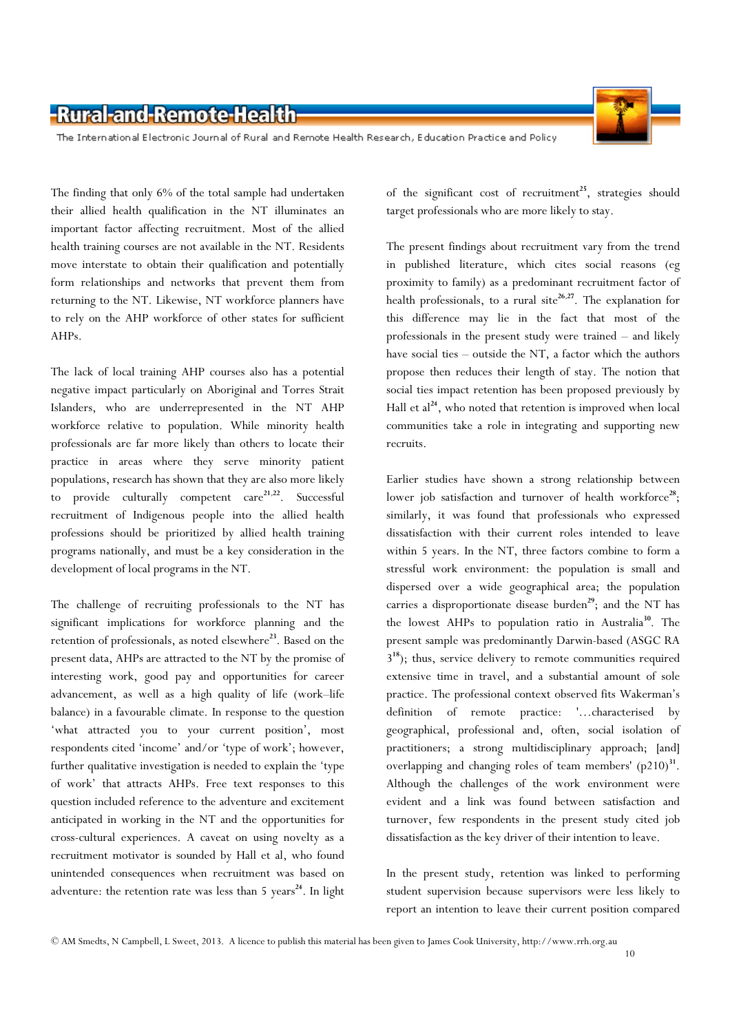The finding that only 6% of the total sample had undertaken their allied health qualification in the NT illuminates an important factor affecting recruitment. Most of the allied health training courses are not available in the NT. Residents move interstate to obtain their qualification and potentially form relationships and networks that prevent them from returning to the NT. Likewise, NT workforce planners have to rely on the AHP workforce of other states for sufficient AHPs.

The lack of local training AHP courses also has a potential negative impact particularly on Aboriginal and Torres Strait Islanders, who are underrepresented in the NT AHP workforce relative to population. While minority health professionals are far more likely than others to locate their practice in areas where they serve minority patient populations, research has shown that they are also more likely to provide culturally competent care[21,22]. Successful recruitment of Indigenous people into the allied health professions should be prioritized by allied health training programs nationally, and must be a key consideration in the development of local programs in the NT.

The challenge of recruiting professionals to the NT has significant implications for workforce planning and the retention of professionals, as noted elsewhere[23]. Based on the present data, AHPs are attracted to the NT by the promise of interesting work, good pay and opportunities for career advancement, as well as a high quality of life (work–life balance) in a favourable climate. In response to the question 'what attracted you to your current position', most respondents cited 'income' and/or 'type of work'; however, further qualitative investigation is needed to explain the 'type of work' that attracts AHPs. Free text responses to this question included reference to the adventure and excitement anticipated in working in the NT and the opportunities for cross-cultural experiences. A caveat on using novelty as a recruitment motivator is sounded by Hall et al, who found unintended consequences when recruitment was based on adventure: the retention rate was less than 5 years[24]. In light of the significant cost of recruitment[25], strategies should target professionals who are more likely to stay.

The present findings about recruitment vary from the trend in published literature, which cites social reasons (eg proximity to family) as a predominant recruitment factor of health professionals, to a rural site[26,27]. The explanation for this difference may lie in the fact that most of the professionals in the present study were trained – and likely have social ties – outside the NT, a factor which the authors propose then reduces their length of stay. The notion that social ties impact retention has been proposed previously by Hall et al[24], who noted that retention is improved when local communities take a role in integrating and supporting new recruits.

Earlier studies have shown a strong relationship between lower job satisfaction and turnover of health workforce[28]; similarly, it was found that professionals who expressed dissatisfaction with their current roles intended to leave within 5 years. In the NT, three factors combine to form a stressful work environment: the population is small and dispersed over a wide geographical area; the population carries a disproportionate disease burden[29]; and the NT has the lowest AHPs to population ratio in Australia[30]. The present sample was predominantly Darwin-based (ASGC RA 3[18]); thus, service delivery to remote communities required extensive time in travel, and a substantial amount of sole practice. The professional context observed fits Wakerman's definition of remote practice: '...characterised by geographical, professional and, often, social isolation of practitioners; a strong multidisciplinary approach; [and] overlapping and changing roles of team members' (p210)[31]. Although the challenges of the work environment were evident and a link was found between satisfaction and turnover, few respondents in the present study cited job dissatisfaction as the key driver of their intention to leave.

In the present study, retention was linked to performing student supervision because supervisors were less likely to report an intention to leave their current position compared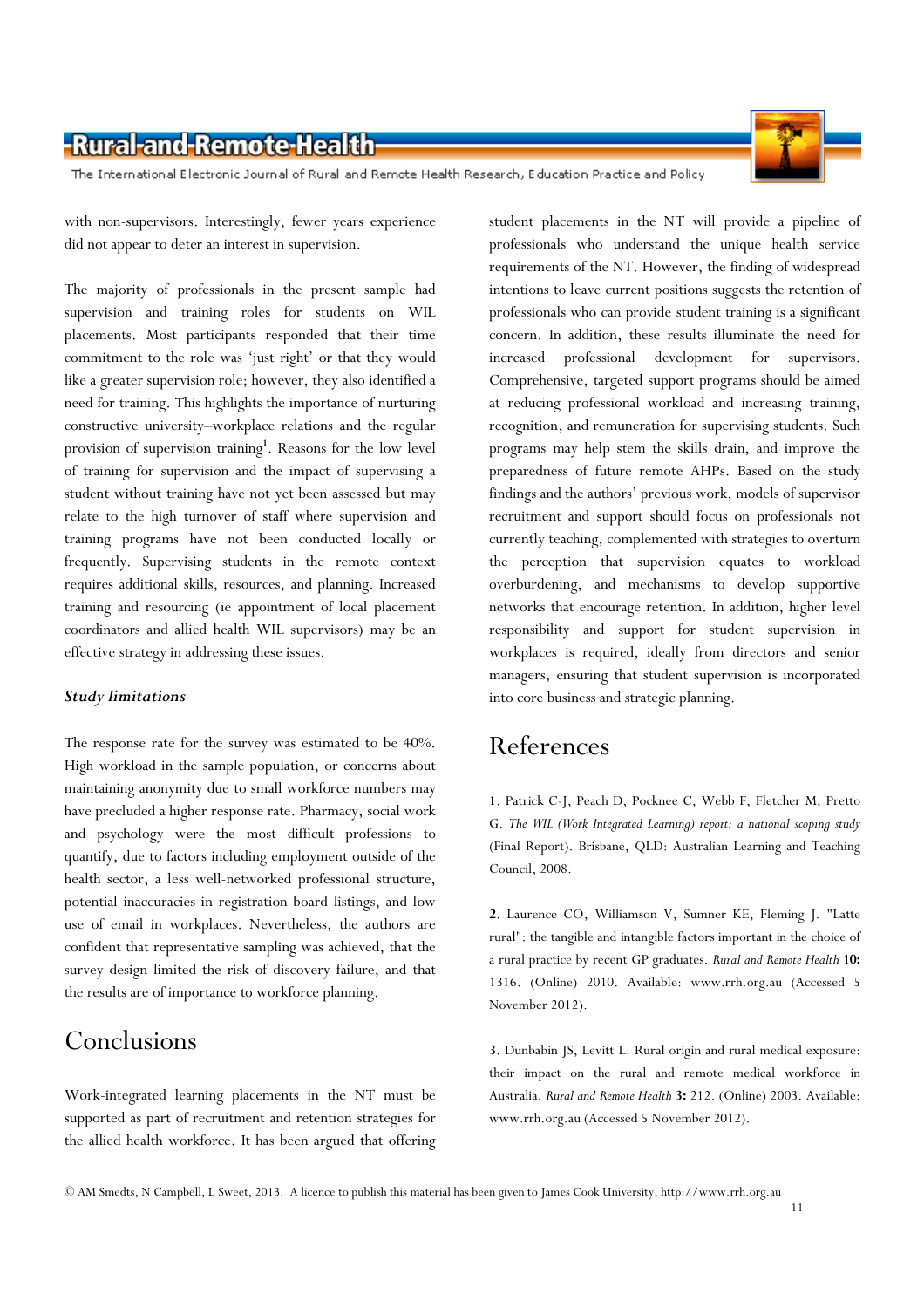with non-supervisors. Interestingly, fewer years experience did not appear to deter an interest in supervision.

The majority of professionals in the present sample had supervision and training roles for students on WIL placements. Most participants responded that their time commitment to the role was 'just right' or that they would like a greater supervision role; however, they also identified a need for training. This highlights the importance of nurturing constructive university–workplace relations and the regular provision of supervision training[1]. Reasons for the low level of training for supervision and the impact of supervising a student without training have not yet been assessed but may relate to the high turnover of staff where supervision and training programs have not been conducted locally or frequently. Supervising students in the remote context requires additional skills, resources, and planning. Increased training and resourcing (ie appointment of local placement coordinators and allied health WIL supervisors) may be an effective strategy in addressing these issues.

### Study limitations

The response rate for the survey was estimated to be 40%. High workload in the sample population, or concerns about maintaining anonymity due to small workforce numbers may have precluded a higher response rate. Pharmacy, social work and psychology were the most difficult professions to quantify, due to factors including employment outside of the health sector, a less well-networked professional structure, potential inaccuracies in registration board listings, and low use of email in workplaces. Nevertheless, the authors are confident that representative sampling was achieved, that the survey design limited the risk of discovery failure, and that the results are of importance to workforce planning.

## Conclusions

Work-integrated learning placements in the NT must be supported as part of recruitment and retention strategies for the allied health workforce. It has been argued that offering student placements in the NT will provide a pipeline of professionals who understand the unique health service requirements of the NT. However, the finding of widespread intentions to leave current positions suggests the retention of professionals who can provide student training is a significant concern. In addition, these results illuminate the need for increased professional development for supervisors. Comprehensive, targeted support programs should be aimed at reducing professional workload and increasing training, recognition, and remuneration for supervising students. Such programs may help stem the skills drain, and improve the preparedness of future remote AHPs. Based on the study findings and the authors' previous work, models of supervisor recruitment and support should focus on professionals not currently teaching, complemented with strategies to overturn the perception that supervision equates to workload overburdening, and mechanisms to develop supportive networks that encourage retention. In addition, higher level responsibility and support for student supervision in workplaces is required, ideally from directors and senior managers, ensuring that student supervision is incorporated into core business and strategic planning.

## References

**1**. Patrick C-J, Peach D, Pocknee C, Webb F, Fletcher M, Pretto G. *The WIL (Work Integrated Learning) report: a national scoping study* (Final Report). Brisbane, QLD: Australian Learning and Teaching Council, 2008.

**2**. Laurence CO, Williamson V, Sumner KE, Fleming J. "Latte rural": the tangible and intangible factors important in the choice of a rural practice by recent GP graduates. *Rural and Remote Health* **10:** 1316. (Online) 2010. Available: www.rrh.org.au (Accessed 5 November 2012).

**3**. Dunbabin JS, Levitt L. Rural origin and rural medical exposure: their impact on the rural and remote medical workforce in Australia. *Rural and Remote Health* **3:** 212. (Online) 2003. Available: www.rrh.org.au (Accessed 5 November 2012).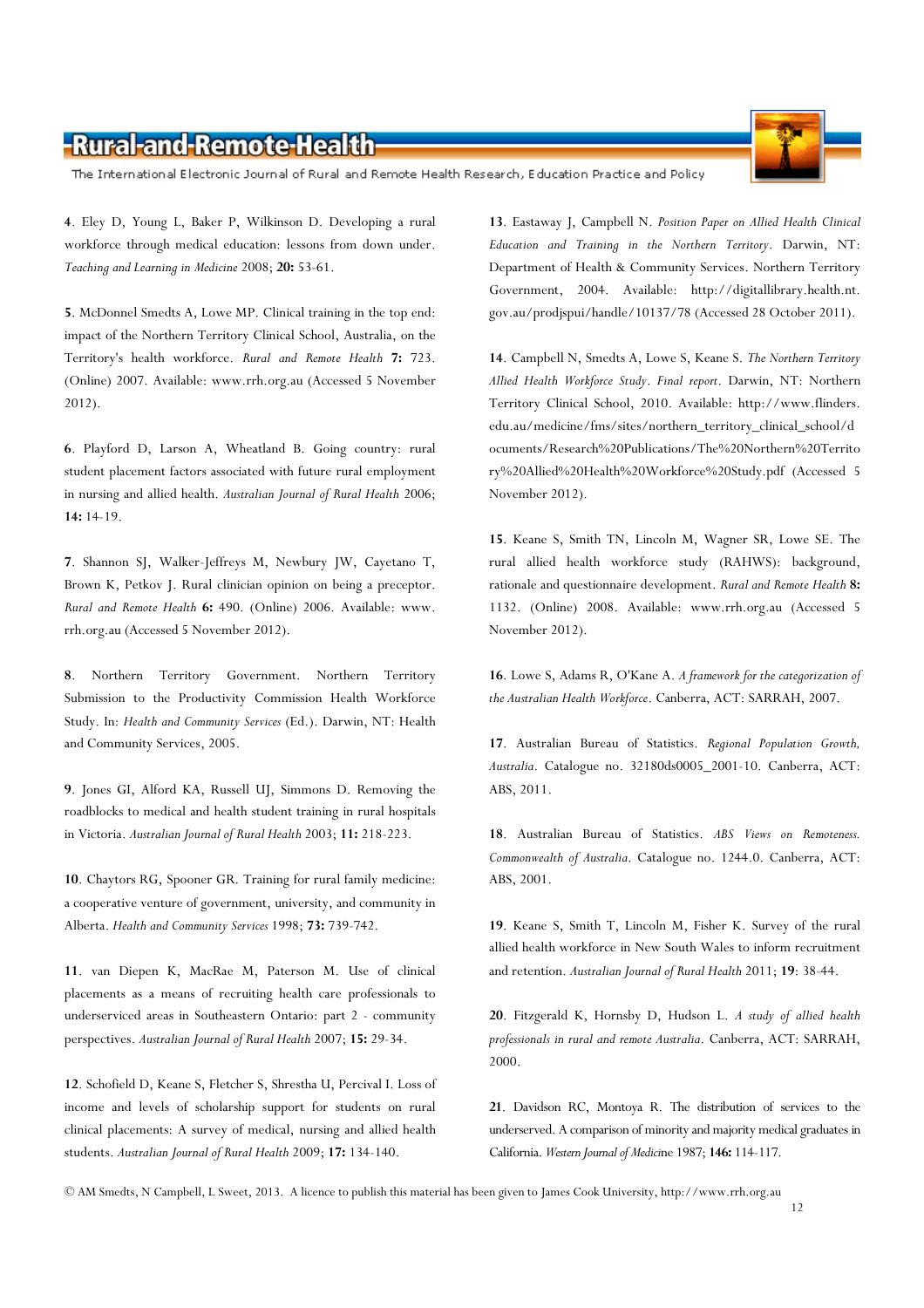**4**. Eley D, Young L, Baker P, Wilkinson D. Developing a rural workforce through medical education: lessons from down under. *Teaching and Learning in Medicine* 2008; **20:** 53-61.

**5**. McDonnel Smedts A, Lowe MP. Clinical training in the top end: impact of the Northern Territory Clinical School, Australia, on the Territory's health workforce. *Rural and Remote Health* **7:** 723. (Online) 2007. Available: www.rrh.org.au (Accessed 5 November 2012).

**6**. Playford D, Larson A, Wheatland B. Going country: rural student placement factors associated with future rural employment in nursing and allied health. *Australian Journal of Rural Health* 2006; **14:** 14-19.

**7**. Shannon SJ, Walker-Jeffreys M, Newbury JW, Cayetano T, Brown K, Petkov J. Rural clinician opinion on being a preceptor. *Rural and Remote Health* **6:** 490. (Online) 2006. Available: www.rrh.org.au (Accessed 5 November 2012).

**8**. Northern Territory Government. Northern Territory Submission to the Productivity Commission Health Workforce Study. In: *Health and Community Services* (Ed.). Darwin, NT: Health and Community Services, 2005.

**9**. Jones GI, Alford KA, Russell UJ, Simmons D. Removing the roadblocks to medical and health student training in rural hospitals in Victoria. *Australian Journal of Rural Health* 2003; **11:** 218-223.

**10**. Chaytors RG, Spooner GR. Training for rural family medicine: a cooperative venture of government, university, and community in Alberta. *Health and Community Services* 1998; **73:** 739-742.

**11**. van Diepen K, MacRae M, Paterson M. Use of clinical placements as a means of recruiting health care professionals to underserviced areas in Southeastern Ontario: part 2 - community perspectives. *Australian Journal of Rural Health* 2007; **15:** 29-34.

**12**. Schofield D, Keane S, Fletcher S, Shrestha U, Percival I. Loss of income and levels of scholarship support for students on rural clinical placements: A survey of medical, nursing and allied health students. *Australian Journal of Rural Health* 2009; **17:** 134-140.

**13**. Eastaway J, Campbell N. *Position Paper on Allied Health Clinical Education and Training in the Northern Territory*. Darwin, NT: Department of Health & Community Services. Northern Territory Government, 2004. Available: http://digitallibrary.health.nt.gov.au/prodjspui/handle/10137/78 (Accessed 28 October 2011).

**14**. Campbell N, Smedts A, Lowe S, Keane S. *The Northern Territory Allied Health Workforce Study*. *Final report*. Darwin, NT: Northern Territory Clinical School, 2010. Available: http://www.flinders.edu.au/medicine/fms/sites/northern_territory_clinical_school/documents/Research%20Publications/The%20Northern%20Territory%20Allied%20Health%20Workforce%20Study.pdf (Accessed 5 November 2012).

**15**. Keane S, Smith TN, Lincoln M, Wagner SR, Lowe SE. The rural allied health workforce study (RAHWS): background, rationale and questionnaire development. *Rural and Remote Health* **8:** 1132. (Online) 2008. Available: www.rrh.org.au (Accessed 5 November 2012).

**16**. Lowe S, Adams R, O'Kane A. *A framework for the categorization of the Australian Health Workforce*. Canberra, ACT: SARRAH, 2007.

**17**. Australian Bureau of Statistics. *Regional Population Growth, Australia*. Catalogue no. 32180ds0005_2001-10. Canberra, ACT: ABS, 2011.

**18**. Australian Bureau of Statistics. *ABS Views on Remoteness. Commonwealth of Australia*. Catalogue no. 1244.0. Canberra, ACT: ABS, 2001.

**19**. Keane S, Smith T, Lincoln M, Fisher K. Survey of the rural allied health workforce in New South Wales to inform recruitment and retention. *Australian Journal of Rural Health* 2011; **19**: 38-44.

**20**. Fitzgerald K, Hornsby D, Hudson L. *A study of allied health professionals in rural and remote Australia*. Canberra, ACT: SARRAH, 2000.

**21**. Davidson RC, Montoya R. The distribution of services to the underserved. A comparison of minority and majority medical graduates in California. *Western Journal of Medicine* 1987; **146:** 114-117.

© AM Smedts, N Campbell, L Sweet, 2013. A licence to publish this material has been given to James Cook University, http://www.rrh.org.au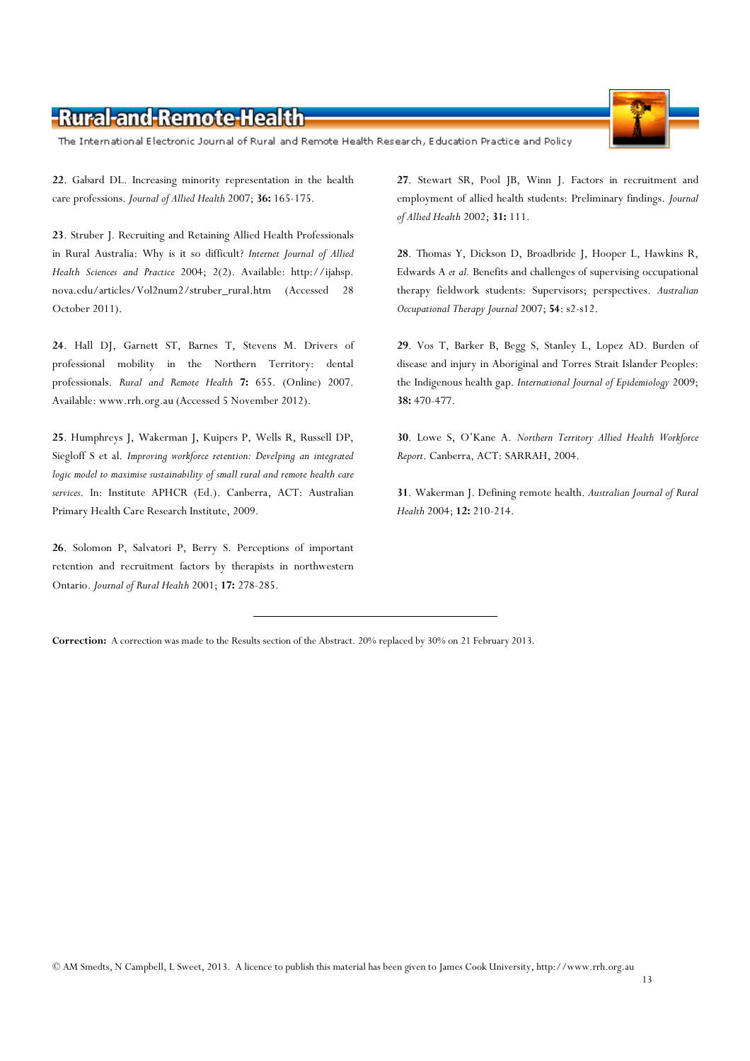**22**. Gabard DL. Increasing minority representation in the health care professions. *Journal of Allied Health* 2007; **36:** 165-175.

**23**. Struber J. Recruiting and Retaining Allied Health Professionals in Rural Australia: Why is it so difficult? *Internet Journal of Allied Health Sciences and Practice* 2004; 2(2). Available: http://ijahsp.nova.edu/articles/Vol2num2/struber_rural.htm (Accessed 28 October 2011).

**24**. Hall DJ, Garnett ST, Barnes T, Stevens M. Drivers of professional mobility in the Northern Territory: dental professionals. *Rural and Remote Health* **7:** 655. (Online) 2007. Available: www.rrh.org.au (Accessed 5 November 2012).

**25**. Humphreys J, Wakerman J, Kuipers P, Wells R, Russell DP, Siegloff S et al. *Improving workforce retention: Develping an integrated logic model to maximise sustainability of small rural and remote health care services*. In: Institute APHCR (Ed.). Canberra, ACT: Australian Primary Health Care Research Institute, 2009.

**26**. Solomon P, Salvatori P, Berry S. Perceptions of important retention and recruitment factors by therapists in northwestern Ontario. *Journal of Rural Health* 2001; **17:** 278-285.

**27**. Stewart SR, Pool JB, Winn J. Factors in recruitment and employment of allied health students: Preliminary findings. *Journal of Allied Health* 2002; **31:** 111.

**28**. Thomas Y, Dickson D, Broadbride J, Hooper L, Hawkins R, Edwards A *et al.* Benefits and challenges of supervising occupational therapy fieldwork students: Supervisors; perspectives. *Australian Occupational Therapy Journal* 2007; **54**: s2-s12.

**29**. Vos T, Barker B, Begg S, Stanley L, Lopez AD. Burden of disease and injury in Aboriginal and Torres Strait Islander Peoples: the Indigenous health gap. *International Journal of Epidemiology* 2009; **38:** 470-477.

**30**. Lowe S, O'Kane A. *Northern Territory Allied Health Workforce Report*. Canberra, ACT: SARRAH, 2004.

**31**. Wakerman J. Defining remote health. *Australian Journal of Rural Health* 2004; **12:** 210-214.

---

**Correction:** A correction was made to the Results section of the Abstract. 20% replaced by 30% on 21 February 2013.